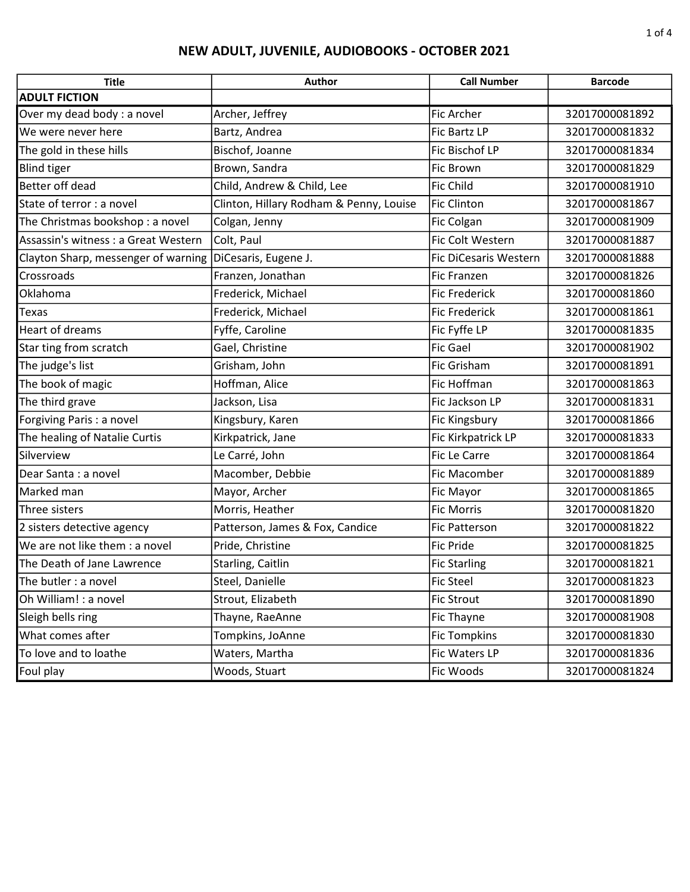# NEW ADULT, JUVENILE, AUDIOBOOKS - OCTOBER 2021

| Title | Author | Call Number | Barcode |
|---|---|---|---|
| **ADULT FICTION** | | | |
| Over my dead body : a novel | Archer, Jeffrey | Fic Archer | 32017000081892 |
| We were never here | Bartz, Andrea | Fic Bartz LP | 32017000081832 |
| The gold in these hills | Bischof, Joanne | Fic Bischof LP | 32017000081834 |
| Blind tiger | Brown, Sandra | Fic Brown | 32017000081829 |
| Better off dead | Child, Andrew & Child, Lee | Fic Child | 32017000081910 |
| State of terror : a novel | Clinton, Hillary Rodham & Penny, Louise | Fic Clinton | 32017000081867 |
| The Christmas bookshop : a novel | Colgan, Jenny | Fic Colgan | 32017000081909 |
| Assassin's witness : a Great Western | Colt, Paul | Fic Colt Western | 32017000081887 |
| Clayton Sharp, messenger of warning | DiCesaris, Eugene J. | Fic DiCesaris Western | 32017000081888 |
| Crossroads | Franzen, Jonathan | Fic Franzen | 32017000081826 |
| Oklahoma | Frederick, Michael | Fic Frederick | 32017000081860 |
| Texas | Frederick, Michael | Fic Frederick | 32017000081861 |
| Heart of dreams | Fyffe, Caroline | Fic Fyffe LP | 32017000081835 |
| Star ting from scratch | Gael, Christine | Fic Gael | 32017000081902 |
| The judge's list | Grisham, John | Fic Grisham | 32017000081891 |
| The book of magic | Hoffman, Alice | Fic Hoffman | 32017000081863 |
| The third grave | Jackson, Lisa | Fic Jackson LP | 32017000081831 |
| Forgiving Paris : a novel | Kingsbury, Karen | Fic Kingsbury | 32017000081866 |
| The healing of Natalie Curtis | Kirkpatrick, Jane | Fic Kirkpatrick LP | 32017000081833 |
| Silverview | Le Carré, John | Fic Le Carre | 32017000081864 |
| Dear Santa : a novel | Macomber, Debbie | Fic Macomber | 32017000081889 |
| Marked man | Mayor, Archer | Fic Mayor | 32017000081865 |
| Three sisters | Morris, Heather | Fic Morris | 32017000081820 |
| 2 sisters detective agency | Patterson, James & Fox, Candice | Fic Patterson | 32017000081822 |
| We are not like them : a novel | Pride, Christine | Fic Pride | 32017000081825 |
| The Death of Jane Lawrence | Starling, Caitlin | Fic Starling | 32017000081821 |
| The butler : a novel | Steel, Danielle | Fic Steel | 32017000081823 |
| Oh William! : a novel | Strout, Elizabeth | Fic Strout | 32017000081890 |
| Sleigh bells ring | Thayne, RaeAnne | Fic Thayne | 32017000081908 |
| What comes after | Tompkins, JoAnne | Fic Tompkins | 32017000081830 |
| To love and to loathe | Waters, Martha | Fic Waters LP | 32017000081836 |
| Foul play | Woods, Stuart | Fic Woods | 32017000081824 |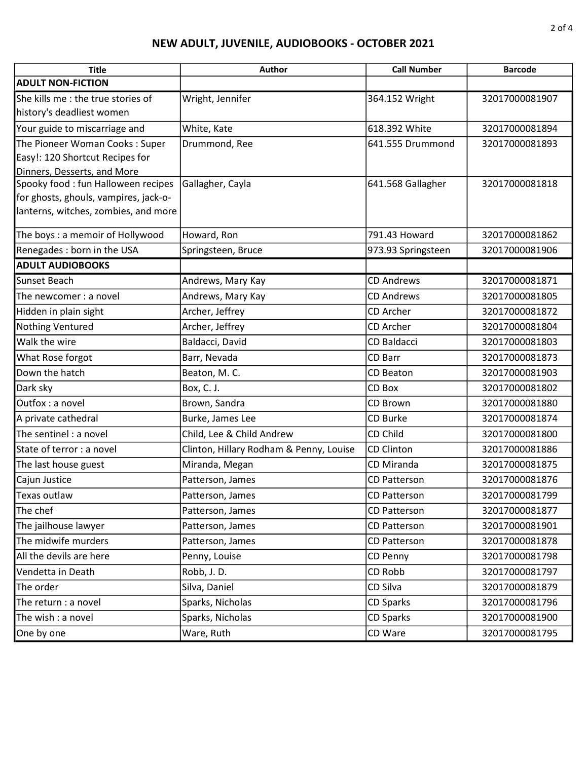## NEW ADULT, JUVENILE, AUDIOBOOKS - OCTOBER 2021

| Title | Author | Call Number | Barcode |
|---|---|---|---|
| **ADULT NON-FICTION** | | | |
| She kills me : the true stories of history's deadliest women | Wright, Jennifer | 364.152 Wright | 32017000081907 |
| Your guide to miscarriage and | White, Kate | 618.392 White | 32017000081894 |
| The Pioneer Woman Cooks : Super Easy!: 120 Shortcut Recipes for Dinners, Desserts, and More | Drummond, Ree | 641.555 Drummond | 32017000081893 |
| Spooky food : fun Halloween recipes for ghosts, ghouls, vampires, jack-o-lanterns, witches, zombies, and more | Gallagher, Cayla | 641.568 Gallagher | 32017000081818 |
| The boys : a memoir of Hollywood | Howard, Ron | 791.43 Howard | 32017000081862 |
| Renegades : born in the USA | Springsteen, Bruce | 973.93 Springsteen | 32017000081906 |
| **ADULT AUDIOBOOKS** | | | |
| Sunset Beach | Andrews, Mary Kay | CD Andrews | 32017000081871 |
| The newcomer : a novel | Andrews, Mary Kay | CD Andrews | 32017000081805 |
| Hidden in plain sight | Archer, Jeffrey | CD Archer | 32017000081872 |
| Nothing Ventured | Archer, Jeffrey | CD Archer | 32017000081804 |
| Walk the wire | Baldacci, David | CD Baldacci | 32017000081803 |
| What Rose forgot | Barr, Nevada | CD Barr | 32017000081873 |
| Down the hatch | Beaton, M. C. | CD Beaton | 32017000081903 |
| Dark sky | Box, C. J. | CD Box | 32017000081802 |
| Outfox : a novel | Brown, Sandra | CD Brown | 32017000081880 |
| A private cathedral | Burke, James Lee | CD Burke | 32017000081874 |
| The sentinel : a novel | Child, Lee & Child Andrew | CD Child | 32017000081800 |
| State of terror : a novel | Clinton, Hillary Rodham & Penny, Louise | CD Clinton | 32017000081886 |
| The last house guest | Miranda, Megan | CD Miranda | 32017000081875 |
| Cajun Justice | Patterson, James | CD Patterson | 32017000081876 |
| Texas outlaw | Patterson, James | CD Patterson | 32017000081799 |
| The chef | Patterson, James | CD Patterson | 32017000081877 |
| The jailhouse lawyer | Patterson, James | CD Patterson | 32017000081901 |
| The midwife murders | Patterson, James | CD Patterson | 32017000081878 |
| All the devils are here | Penny, Louise | CD Penny | 32017000081798 |
| Vendetta in Death | Robb, J. D. | CD Robb | 32017000081797 |
| The order | Silva, Daniel | CD Silva | 32017000081879 |
| The return : a novel | Sparks, Nicholas | CD Sparks | 32017000081796 |
| The wish : a novel | Sparks, Nicholas | CD Sparks | 32017000081900 |
| One by one | Ware, Ruth | CD Ware | 32017000081795 |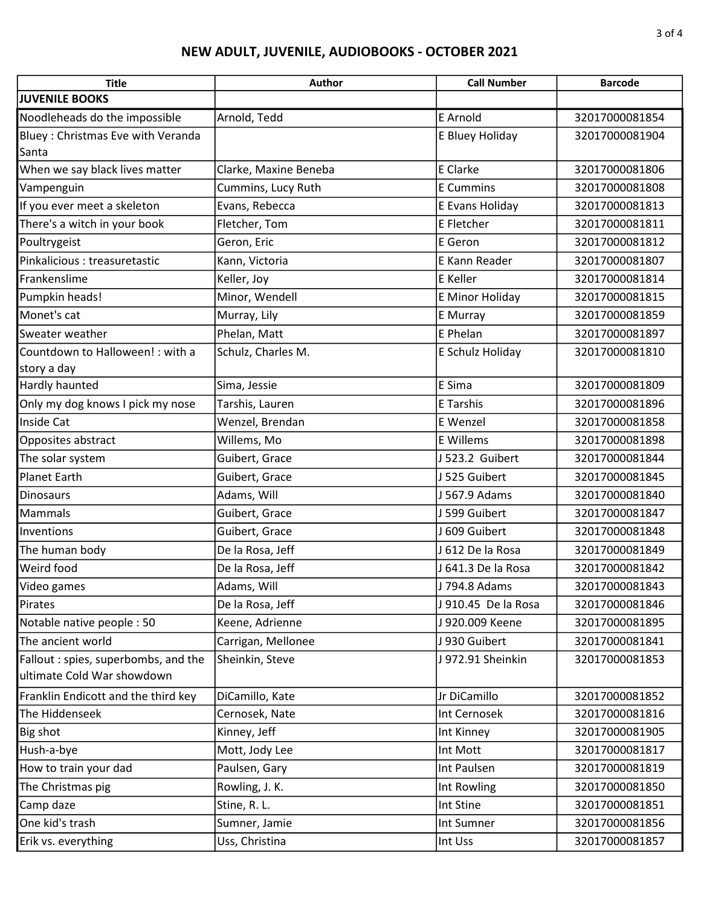# NEW ADULT, JUVENILE, AUDIOBOOKS - OCTOBER 2021

| Title | Author | Call Number | Barcode |
|---|---|---|---|
| **JUVENILE BOOKS** | | | |
| Noodleheads do the impossible | Arnold, Tedd | E Arnold | 32017000081854 |
| Bluey : Christmas Eve with Veranda Santa | | E Bluey Holiday | 32017000081904 |
| When we say black lives matter | Clarke, Maxine Beneba | E Clarke | 32017000081806 |
| Vampenguin | Cummins, Lucy Ruth | E Cummins | 32017000081808 |
| If you ever meet a skeleton | Evans, Rebecca | E Evans Holiday | 32017000081813 |
| There's a witch in your book | Fletcher, Tom | E Fletcher | 32017000081811 |
| Poultrygeist | Geron, Eric | E Geron | 32017000081812 |
| Pinkalicious : treasuretastic | Kann, Victoria | E Kann Reader | 32017000081807 |
| Frankenslime | Keller, Joy | E Keller | 32017000081814 |
| Pumpkin heads! | Minor, Wendell | E Minor Holiday | 32017000081815 |
| Monet's cat | Murray, Lily | E Murray | 32017000081859 |
| Sweater weather | Phelan, Matt | E Phelan | 32017000081897 |
| Countdown to Halloween! : with a story a day | Schulz, Charles M. | E Schulz Holiday | 32017000081810 |
| Hardly haunted | Sima, Jessie | E Sima | 32017000081809 |
| Only my dog knows I pick my nose | Tarshis, Lauren | E Tarshis | 32017000081896 |
| Inside Cat | Wenzel, Brendan | E Wenzel | 32017000081858 |
| Opposites abstract | Willems, Mo | E Willems | 32017000081898 |
| The solar system | Guibert, Grace | J 523.2 Guibert | 32017000081844 |
| Planet Earth | Guibert, Grace | J 525 Guibert | 32017000081845 |
| Dinosaurs | Adams, Will | J 567.9 Adams | 32017000081840 |
| Mammals | Guibert, Grace | J 599 Guibert | 32017000081847 |
| Inventions | Guibert, Grace | J 609 Guibert | 32017000081848 |
| The human body | De la Rosa, Jeff | J 612 De la Rosa | 32017000081849 |
| Weird food | De la Rosa, Jeff | J 641.3 De la Rosa | 32017000081842 |
| Video games | Adams, Will | J 794.8 Adams | 32017000081843 |
| Pirates | De la Rosa, Jeff | J 910.45 De la Rosa | 32017000081846 |
| Notable native people : 50 | Keene, Adrienne | J 920.009 Keene | 32017000081895 |
| The ancient world | Carrigan, Mellonee | J 930 Guibert | 32017000081841 |
| Fallout : spies, superbombs, and the ultimate Cold War showdown | Sheinkin, Steve | J 972.91 Sheinkin | 32017000081853 |
| Franklin Endicott and the third key | DiCamillo, Kate | Jr DiCamillo | 32017000081852 |
| The Hiddenseek | Cernosek, Nate | Int Cernosek | 32017000081816 |
| Big shot | Kinney, Jeff | Int Kinney | 32017000081905 |
| Hush-a-bye | Mott, Jody Lee | Int Mott | 32017000081817 |
| How to train your dad | Paulsen, Gary | Int Paulsen | 32017000081819 |
| The Christmas pig | Rowling, J. K. | Int Rowling | 32017000081850 |
| Camp daze | Stine, R. L. | Int Stine | 32017000081851 |
| One kid's trash | Sumner, Jamie | Int Sumner | 32017000081856 |
| Erik vs. everything | Uss, Christina | Int Uss | 32017000081857 |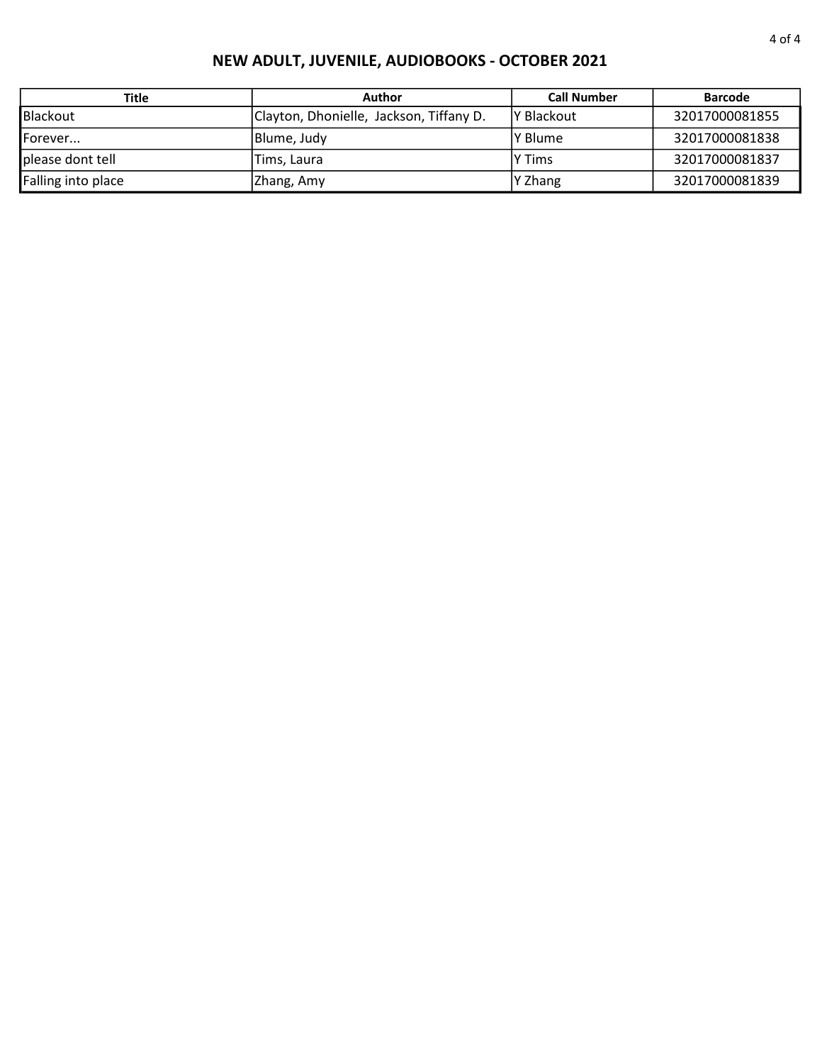## NEW ADULT, JUVENILE, AUDIOBOOKS - OCTOBER 2021

| Title | Author | Call Number | Barcode |
|---|---|---|---|
| Blackout | Clayton, Dhonielle, Jackson, Tiffany D. | Y Blackout | 32017000081855 |
| Forever... | Blume, Judy | Y Blume | 32017000081838 |
| please dont tell | Tims, Laura | Y Tims | 32017000081837 |
| Falling into place | Zhang, Amy | Y Zhang | 32017000081839 |